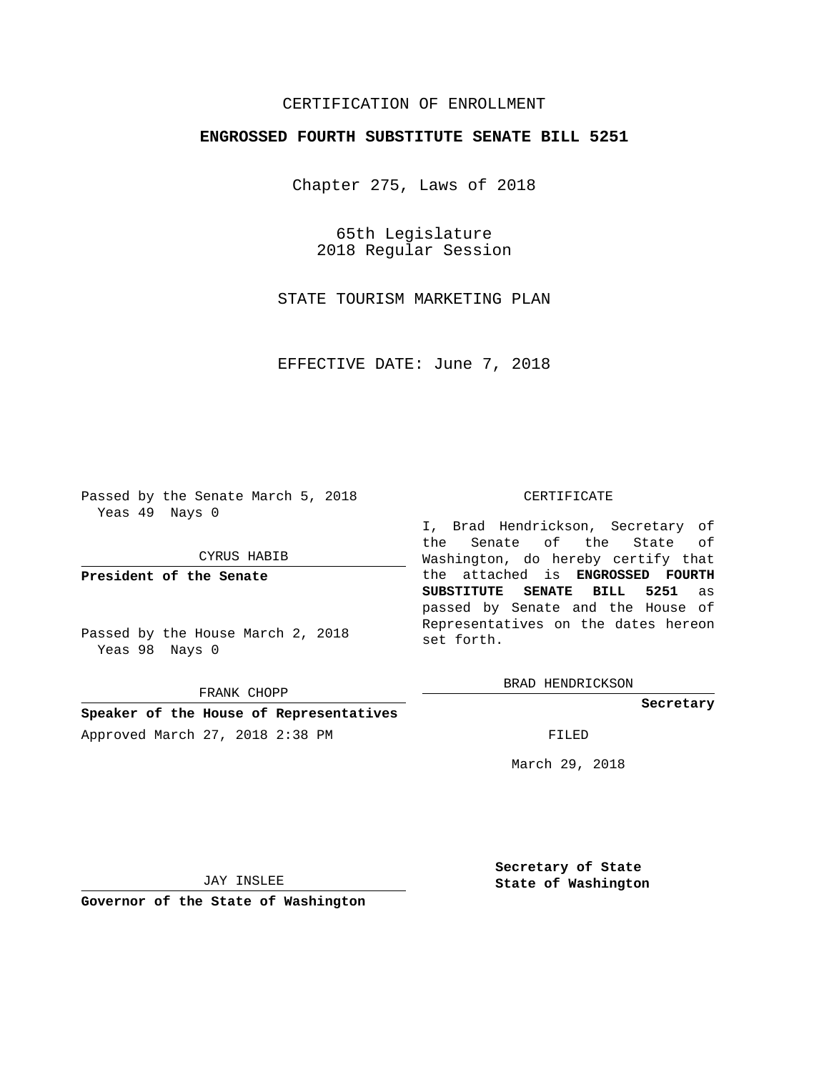CERTIFICATION OF ENROLLMENT

**ENGROSSED FOURTH SUBSTITUTE SENATE BILL 5251**

Chapter 275, Laws of 2018

65th Legislature
2018 Regular Session

STATE TOURISM MARKETING PLAN

EFFECTIVE DATE: June 7, 2018

Passed by the Senate March 5, 2018
Yeas 49 Nays 0

CYRUS HABIB

**President of the Senate**

Passed by the House March 2, 2018
Yeas 98 Nays 0

FRANK CHOPP

**Speaker of the House of Representatives**

Approved March 27, 2018 2:38 PM

JAY INSLEE

**Governor of the State of Washington**

CERTIFICATE

I, Brad Hendrickson, Secretary of the Senate of the State of Washington, do hereby certify that the attached is **ENGROSSED FOURTH SUBSTITUTE SENATE BILL 5251** as passed by Senate and the House of Representatives on the dates hereon set forth.

BRAD HENDRICKSON

**Secretary**

FILED

March 29, 2018

**Secretary of State**
**State of Washington**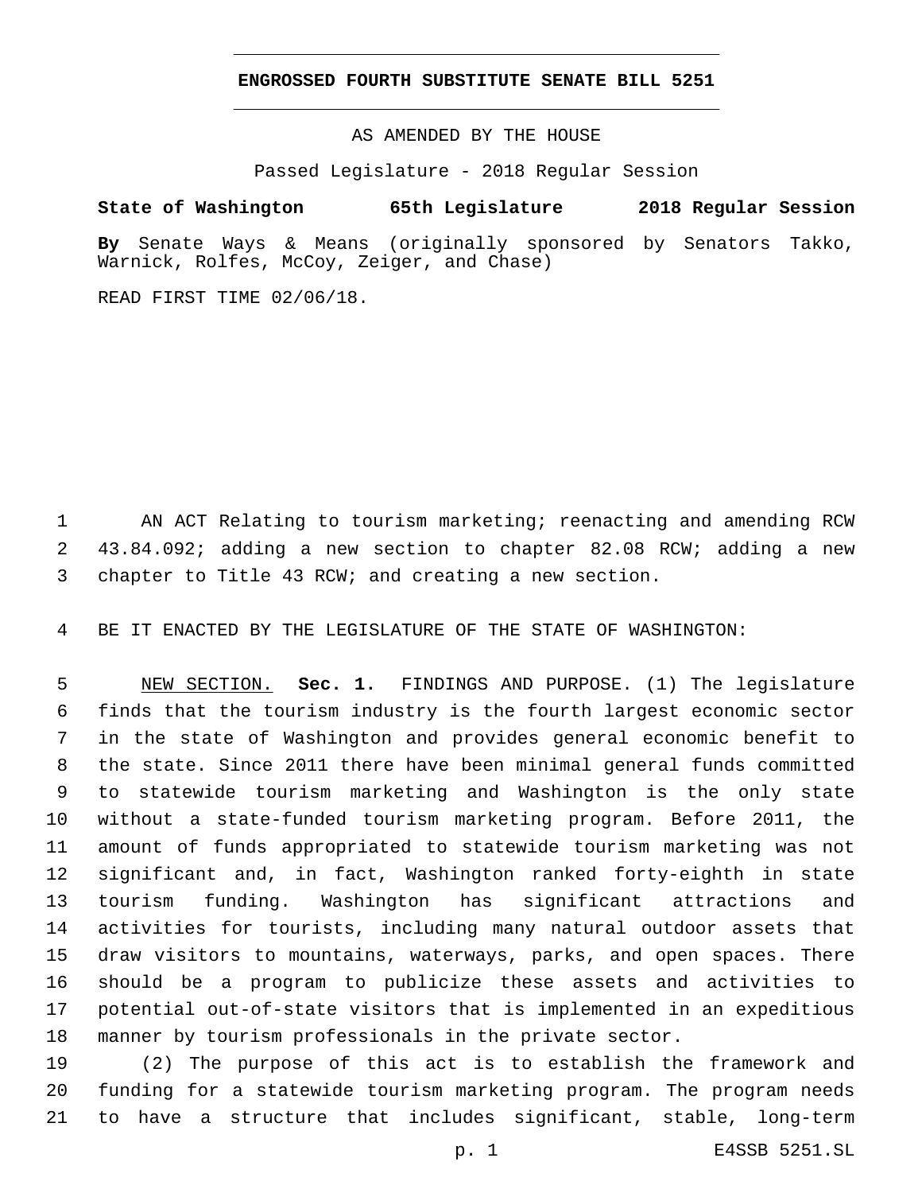# ENGROSSED FOURTH SUBSTITUTE SENATE BILL 5251

AS AMENDED BY THE HOUSE

Passed Legislature - 2018 Regular Session

**State of Washington 65th Legislature 2018 Regular Session**

**By** Senate Ways & Means (originally sponsored by Senators Takko, Warnick, Rolfes, McCoy, Zeiger, and Chase)

READ FIRST TIME 02/06/18.

AN ACT Relating to tourism marketing; reenacting and amending RCW 43.84.092; adding a new section to chapter 82.08 RCW; adding a new chapter to Title 43 RCW; and creating a new section.

BE IT ENACTED BY THE LEGISLATURE OF THE STATE OF WASHINGTON:

NEW SECTION. **Sec. 1.** FINDINGS AND PURPOSE. (1) The legislature finds that the tourism industry is the fourth largest economic sector in the state of Washington and provides general economic benefit to the state. Since 2011 there have been minimal general funds committed to statewide tourism marketing and Washington is the only state without a state-funded tourism marketing program. Before 2011, the amount of funds appropriated to statewide tourism marketing was not significant and, in fact, Washington ranked forty-eighth in state tourism funding. Washington has significant attractions and activities for tourists, including many natural outdoor assets that draw visitors to mountains, waterways, parks, and open spaces. There should be a program to publicize these assets and activities to potential out-of-state visitors that is implemented in an expeditious manner by tourism professionals in the private sector.

(2) The purpose of this act is to establish the framework and funding for a statewide tourism marketing program. The program needs to have a structure that includes significant, stable, long-term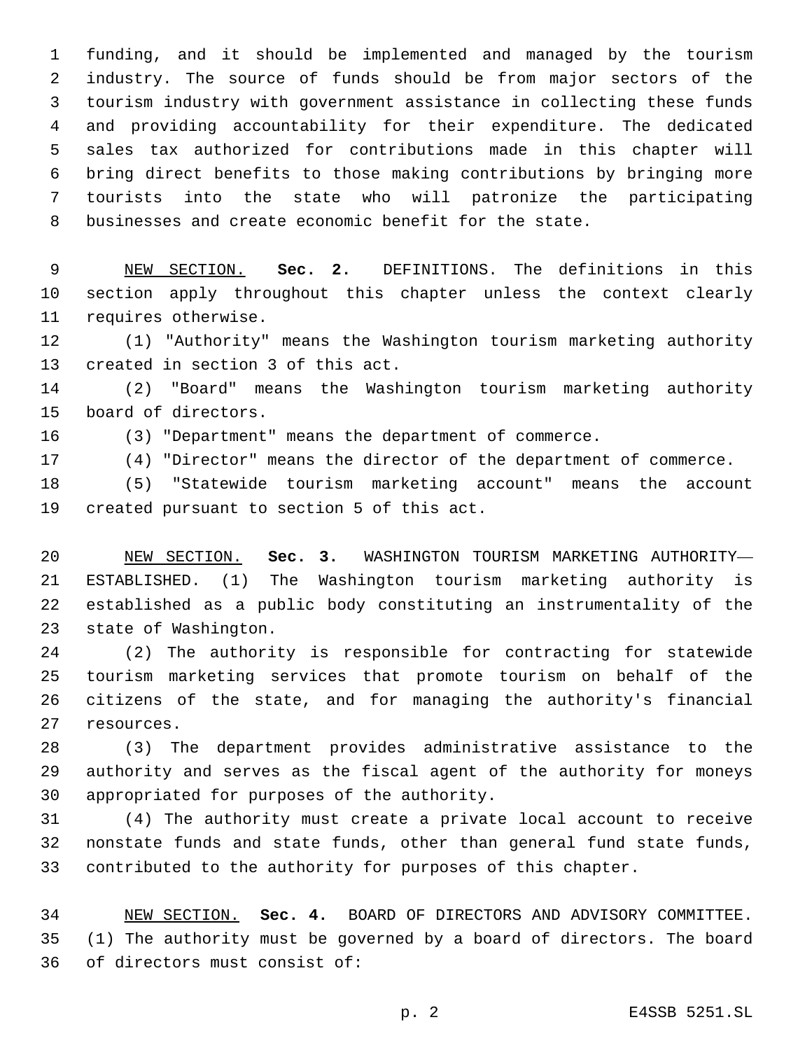funding, and it should be implemented and managed by the tourism industry. The source of funds should be from major sectors of the tourism industry with government assistance in collecting these funds and providing accountability for their expenditure. The dedicated sales tax authorized for contributions made in this chapter will bring direct benefits to those making contributions by bringing more tourists into the state who will patronize the participating businesses and create economic benefit for the state.

NEW SECTION. **Sec. 2.** DEFINITIONS. The definitions in this section apply throughout this chapter unless the context clearly requires otherwise.

(1) "Authority" means the Washington tourism marketing authority created in section 3 of this act.

(2) "Board" means the Washington tourism marketing authority board of directors.

(3) "Department" means the department of commerce.

(4) "Director" means the director of the department of commerce.

(5) "Statewide tourism marketing account" means the account created pursuant to section 5 of this act.

NEW SECTION. **Sec. 3.** WASHINGTON TOURISM MARKETING AUTHORITY—ESTABLISHED. (1) The Washington tourism marketing authority is established as a public body constituting an instrumentality of the state of Washington.

(2) The authority is responsible for contracting for statewide tourism marketing services that promote tourism on behalf of the citizens of the state, and for managing the authority's financial resources.

(3) The department provides administrative assistance to the authority and serves as the fiscal agent of the authority for moneys appropriated for purposes of the authority.

(4) The authority must create a private local account to receive nonstate funds and state funds, other than general fund state funds, contributed to the authority for purposes of this chapter.

NEW SECTION. **Sec. 4.** BOARD OF DIRECTORS AND ADVISORY COMMITTEE. (1) The authority must be governed by a board of directors. The board of directors must consist of: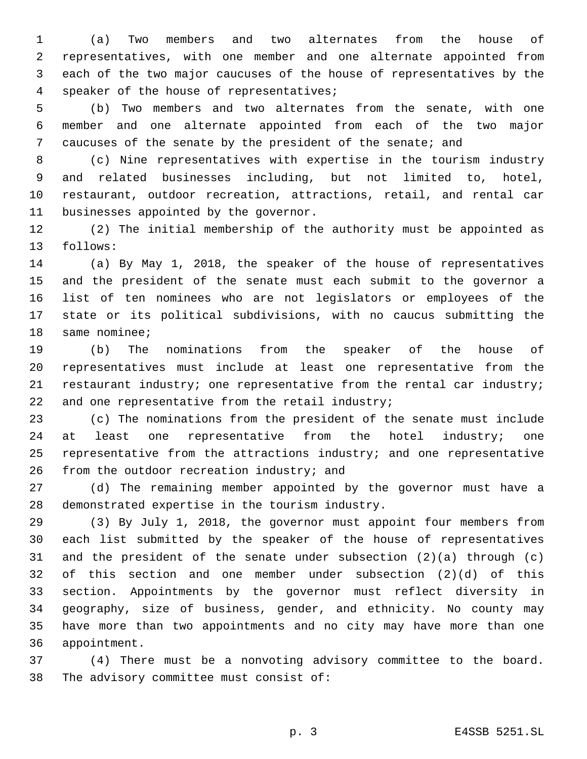(a) Two members and two alternates from the house of representatives, with one member and one alternate appointed from each of the two major caucuses of the house of representatives by the speaker of the house of representatives;

(b) Two members and two alternates from the senate, with one member and one alternate appointed from each of the two major caucuses of the senate by the president of the senate; and

(c) Nine representatives with expertise in the tourism industry and related businesses including, but not limited to, hotel, restaurant, outdoor recreation, attractions, retail, and rental car businesses appointed by the governor.

(2) The initial membership of the authority must be appointed as follows:

(a) By May 1, 2018, the speaker of the house of representatives and the president of the senate must each submit to the governor a list of ten nominees who are not legislators or employees of the state or its political subdivisions, with no caucus submitting the same nominee;

(b) The nominations from the speaker of the house of representatives must include at least one representative from the restaurant industry; one representative from the rental car industry; and one representative from the retail industry;

(c) The nominations from the president of the senate must include at least one representative from the hotel industry; one representative from the attractions industry; and one representative from the outdoor recreation industry; and

(d) The remaining member appointed by the governor must have a demonstrated expertise in the tourism industry.

(3) By July 1, 2018, the governor must appoint four members from each list submitted by the speaker of the house of representatives and the president of the senate under subsection (2)(a) through (c) of this section and one member under subsection (2)(d) of this section. Appointments by the governor must reflect diversity in geography, size of business, gender, and ethnicity. No county may have more than two appointments and no city may have more than one appointment.

(4) There must be a nonvoting advisory committee to the board. The advisory committee must consist of: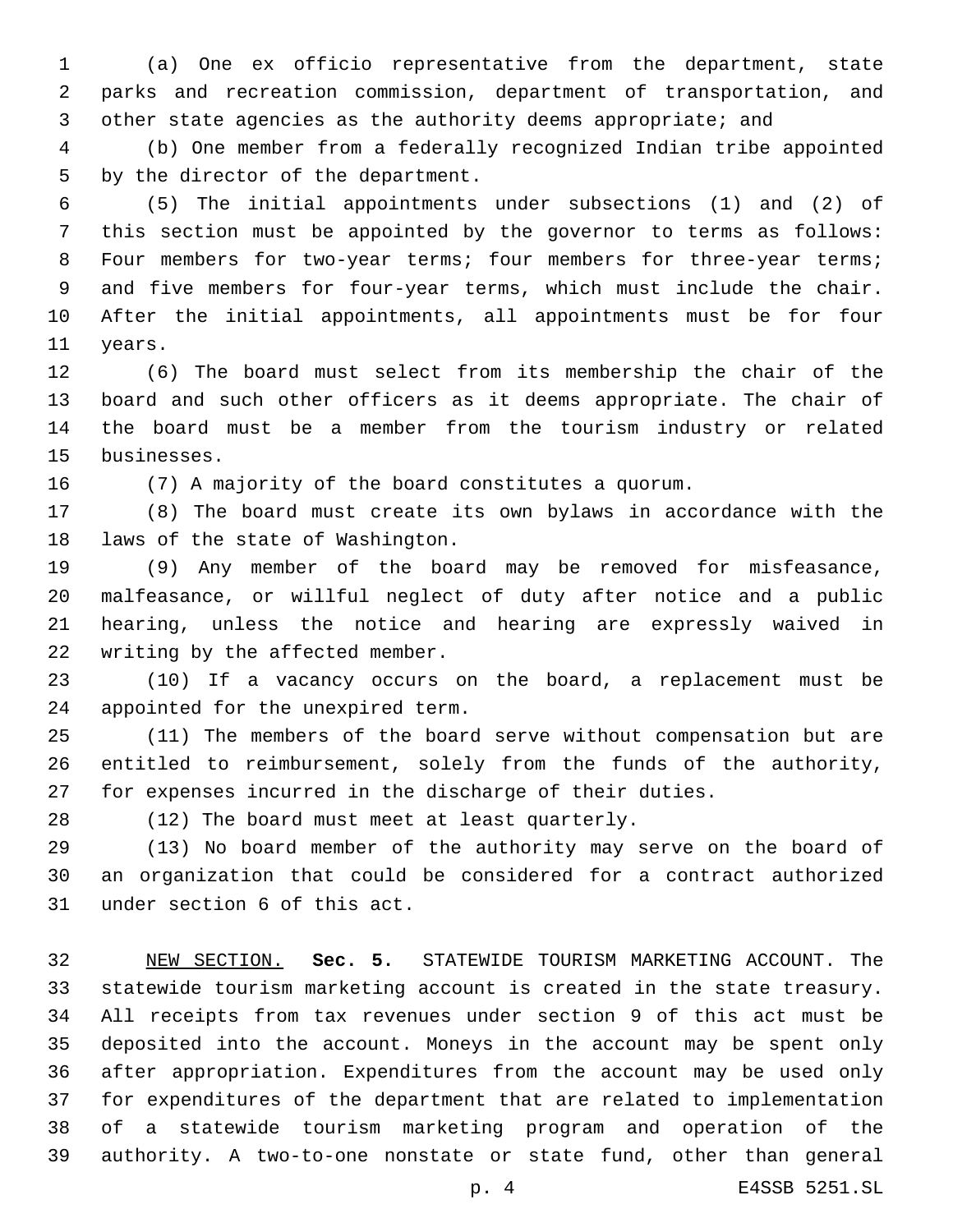(a) One ex officio representative from the department, state parks and recreation commission, department of transportation, and other state agencies as the authority deems appropriate; and

(b) One member from a federally recognized Indian tribe appointed by the director of the department.

(5) The initial appointments under subsections (1) and (2) of this section must be appointed by the governor to terms as follows: Four members for two-year terms; four members for three-year terms; and five members for four-year terms, which must include the chair. After the initial appointments, all appointments must be for four years.

(6) The board must select from its membership the chair of the board and such other officers as it deems appropriate. The chair of the board must be a member from the tourism industry or related businesses.

(7) A majority of the board constitutes a quorum.

(8) The board must create its own bylaws in accordance with the laws of the state of Washington.

(9) Any member of the board may be removed for misfeasance, malfeasance, or willful neglect of duty after notice and a public hearing, unless the notice and hearing are expressly waived in writing by the affected member.

(10) If a vacancy occurs on the board, a replacement must be appointed for the unexpired term.

(11) The members of the board serve without compensation but are entitled to reimbursement, solely from the funds of the authority, for expenses incurred in the discharge of their duties.

(12) The board must meet at least quarterly.

(13) No board member of the authority may serve on the board of an organization that could be considered for a contract authorized under section 6 of this act.

NEW SECTION. **Sec. 5.** STATEWIDE TOURISM MARKETING ACCOUNT. The statewide tourism marketing account is created in the state treasury. All receipts from tax revenues under section 9 of this act must be deposited into the account. Moneys in the account may be spent only after appropriation. Expenditures from the account may be used only for expenditures of the department that are related to implementation of a statewide tourism marketing program and operation of the authority. A two-to-one nonstate or state fund, other than general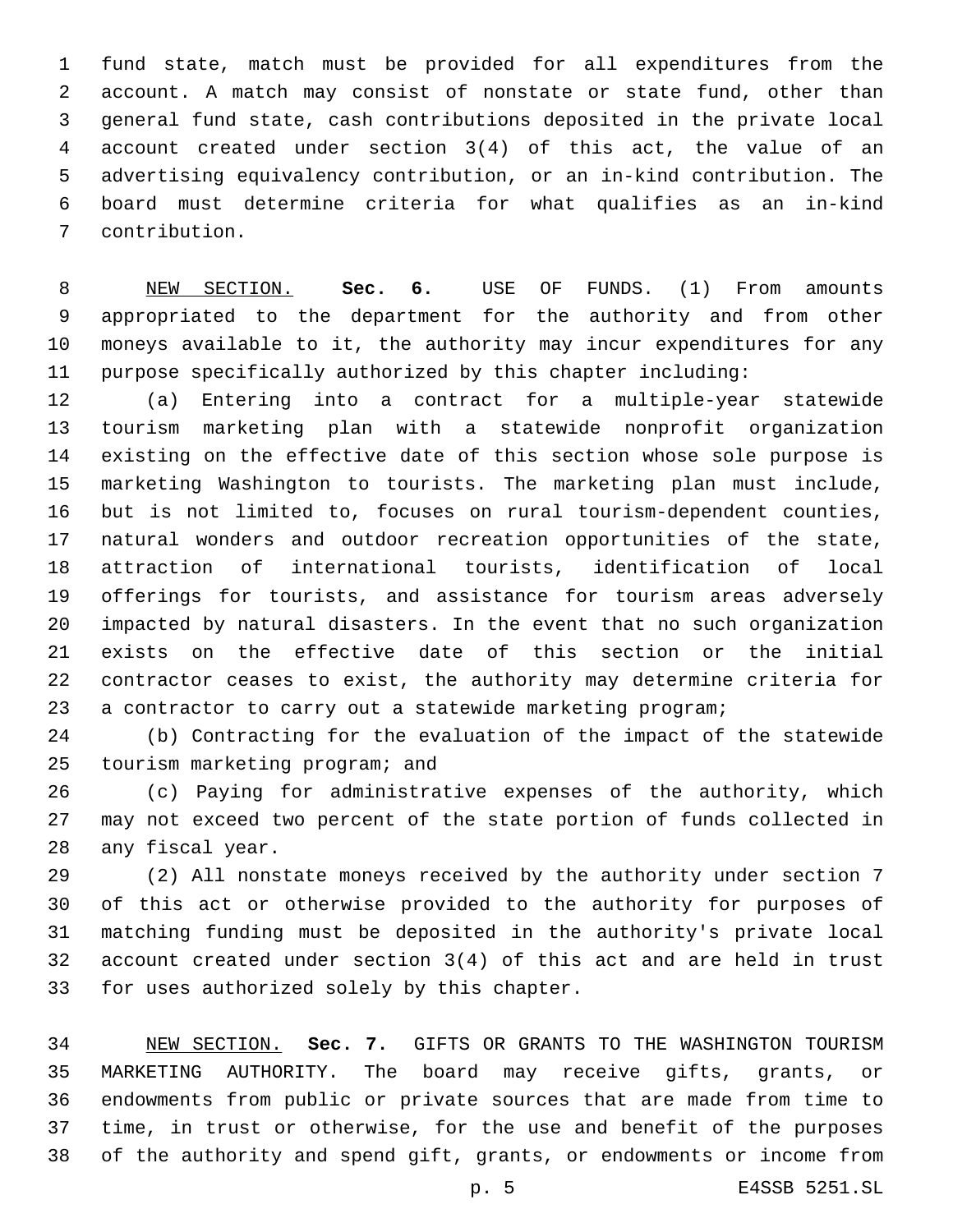fund state, match must be provided for all expenditures from the account. A match may consist of nonstate or state fund, other than general fund state, cash contributions deposited in the private local account created under section 3(4) of this act, the value of an advertising equivalency contribution, or an in-kind contribution. The board must determine criteria for what qualifies as an in-kind contribution.

NEW SECTION. **Sec. 6.** USE OF FUNDS. (1) From amounts appropriated to the department for the authority and from other moneys available to it, the authority may incur expenditures for any purpose specifically authorized by this chapter including:

(a) Entering into a contract for a multiple-year statewide tourism marketing plan with a statewide nonprofit organization existing on the effective date of this section whose sole purpose is marketing Washington to tourists. The marketing plan must include, but is not limited to, focuses on rural tourism-dependent counties, natural wonders and outdoor recreation opportunities of the state, attraction of international tourists, identification of local offerings for tourists, and assistance for tourism areas adversely impacted by natural disasters. In the event that no such organization exists on the effective date of this section or the initial contractor ceases to exist, the authority may determine criteria for a contractor to carry out a statewide marketing program;

(b) Contracting for the evaluation of the impact of the statewide tourism marketing program; and

(c) Paying for administrative expenses of the authority, which may not exceed two percent of the state portion of funds collected in any fiscal year.

(2) All nonstate moneys received by the authority under section 7 of this act or otherwise provided to the authority for purposes of matching funding must be deposited in the authority's private local account created under section 3(4) of this act and are held in trust for uses authorized solely by this chapter.

NEW SECTION. **Sec. 7.** GIFTS OR GRANTS TO THE WASHINGTON TOURISM MARKETING AUTHORITY. The board may receive gifts, grants, or endowments from public or private sources that are made from time to time, in trust or otherwise, for the use and benefit of the purposes of the authority and spend gift, grants, or endowments or income from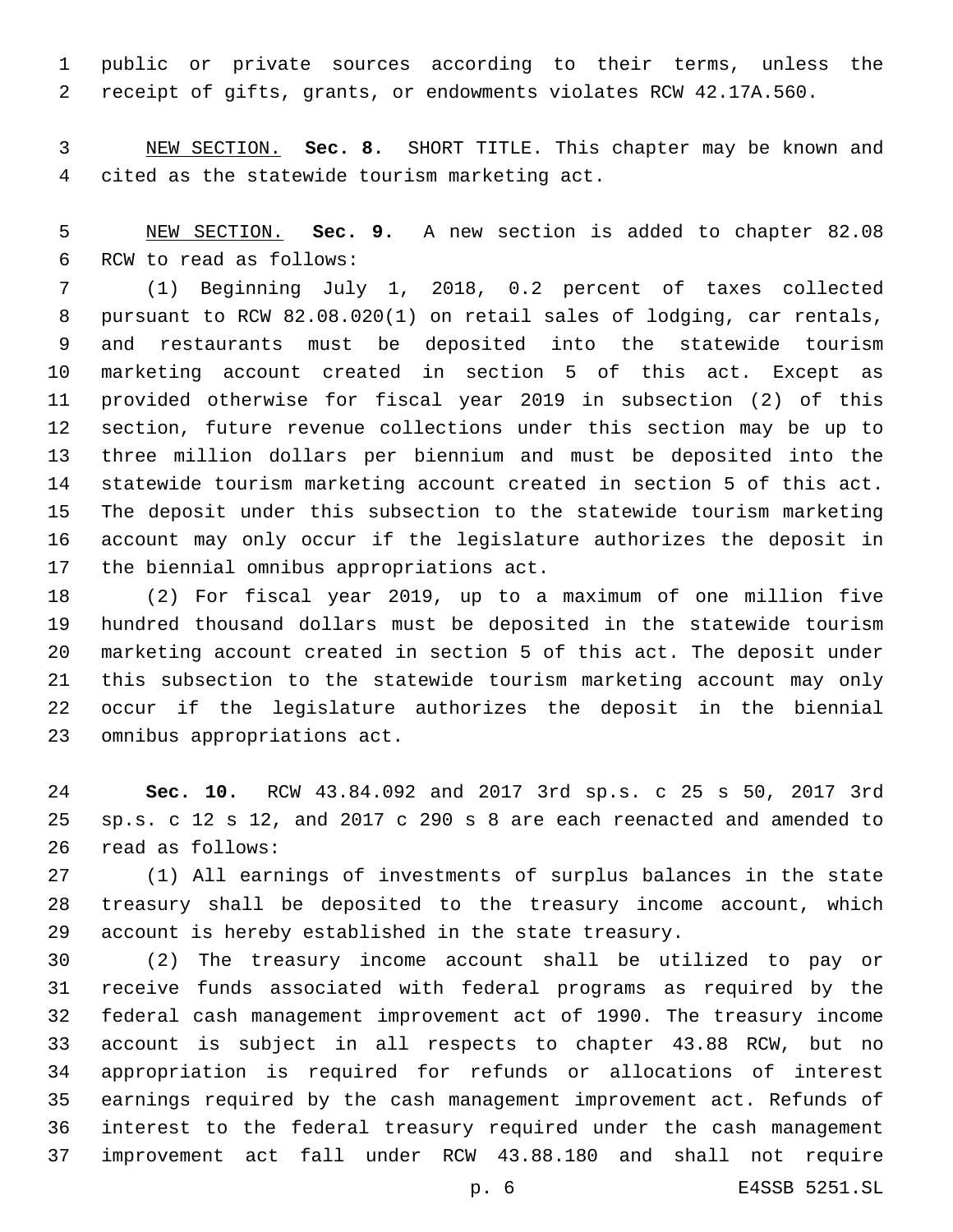public or private sources according to their terms, unless the receipt of gifts, grants, or endowments violates RCW 42.17A.560.

NEW SECTION. **Sec. 8.** SHORT TITLE. This chapter may be known and cited as the statewide tourism marketing act.

NEW SECTION. **Sec. 9.** A new section is added to chapter 82.08 RCW to read as follows:

(1) Beginning July 1, 2018, 0.2 percent of taxes collected pursuant to RCW 82.08.020(1) on retail sales of lodging, car rentals, and restaurants must be deposited into the statewide tourism marketing account created in section 5 of this act. Except as provided otherwise for fiscal year 2019 in subsection (2) of this section, future revenue collections under this section may be up to three million dollars per biennium and must be deposited into the statewide tourism marketing account created in section 5 of this act. The deposit under this subsection to the statewide tourism marketing account may only occur if the legislature authorizes the deposit in the biennial omnibus appropriations act.

(2) For fiscal year 2019, up to a maximum of one million five hundred thousand dollars must be deposited in the statewide tourism marketing account created in section 5 of this act. The deposit under this subsection to the statewide tourism marketing account may only occur if the legislature authorizes the deposit in the biennial omnibus appropriations act.

**Sec. 10.** RCW 43.84.092 and 2017 3rd sp.s. c 25 s 50, 2017 3rd sp.s. c 12 s 12, and 2017 c 290 s 8 are each reenacted and amended to read as follows:

(1) All earnings of investments of surplus balances in the state treasury shall be deposited to the treasury income account, which account is hereby established in the state treasury.

(2) The treasury income account shall be utilized to pay or receive funds associated with federal programs as required by the federal cash management improvement act of 1990. The treasury income account is subject in all respects to chapter 43.88 RCW, but no appropriation is required for refunds or allocations of interest earnings required by the cash management improvement act. Refunds of interest to the federal treasury required under the cash management improvement act fall under RCW 43.88.180 and shall not require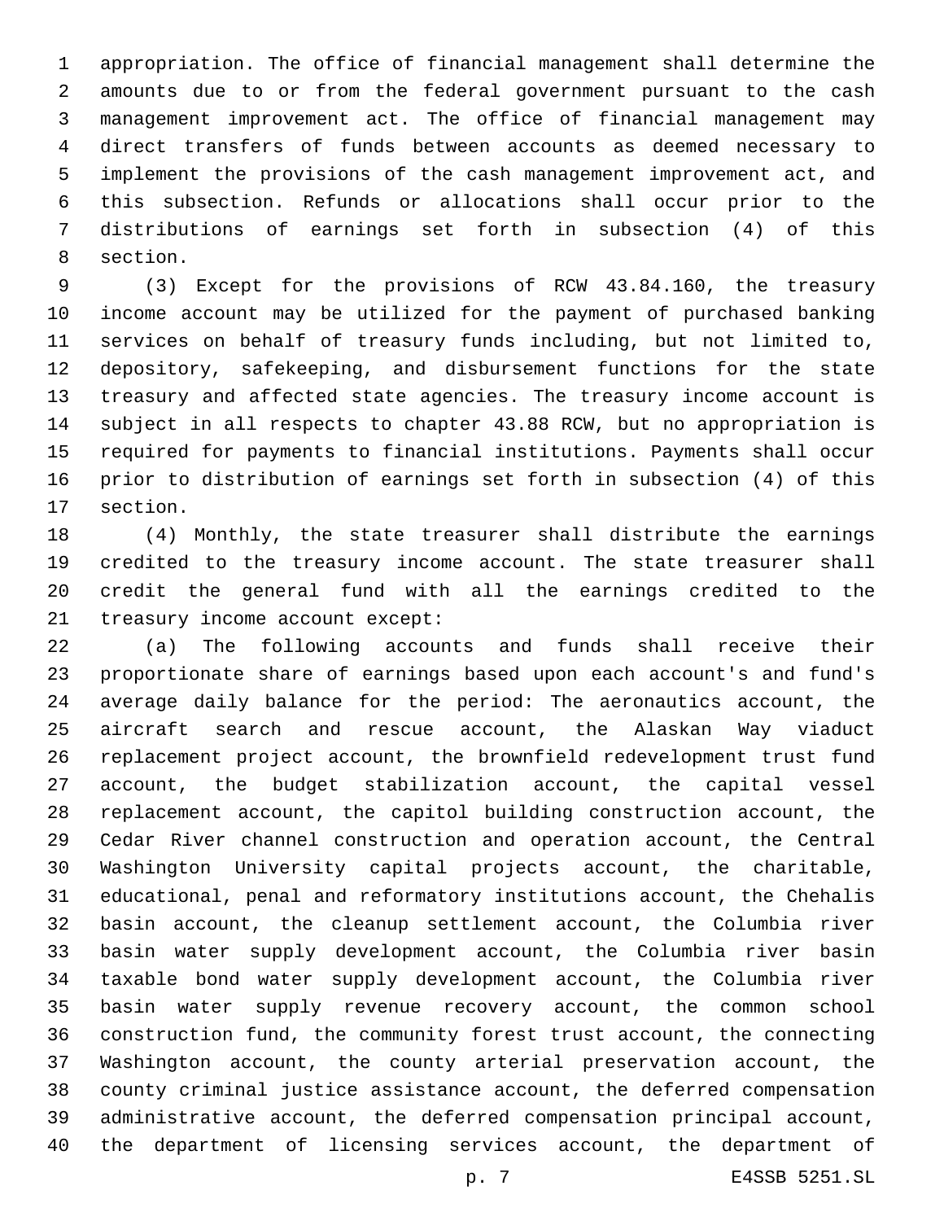appropriation. The office of financial management shall determine the amounts due to or from the federal government pursuant to the cash management improvement act. The office of financial management may direct transfers of funds between accounts as deemed necessary to implement the provisions of the cash management improvement act, and this subsection. Refunds or allocations shall occur prior to the distributions of earnings set forth in subsection (4) of this section.

(3) Except for the provisions of RCW 43.84.160, the treasury income account may be utilized for the payment of purchased banking services on behalf of treasury funds including, but not limited to, depository, safekeeping, and disbursement functions for the state treasury and affected state agencies. The treasury income account is subject in all respects to chapter 43.88 RCW, but no appropriation is required for payments to financial institutions. Payments shall occur prior to distribution of earnings set forth in subsection (4) of this section.

(4) Monthly, the state treasurer shall distribute the earnings credited to the treasury income account. The state treasurer shall credit the general fund with all the earnings credited to the treasury income account except:

(a) The following accounts and funds shall receive their proportionate share of earnings based upon each account's and fund's average daily balance for the period: The aeronautics account, the aircraft search and rescue account, the Alaskan Way viaduct replacement project account, the brownfield redevelopment trust fund account, the budget stabilization account, the capital vessel replacement account, the capitol building construction account, the Cedar River channel construction and operation account, the Central Washington University capital projects account, the charitable, educational, penal and reformatory institutions account, the Chehalis basin account, the cleanup settlement account, the Columbia river basin water supply development account, the Columbia river basin taxable bond water supply development account, the Columbia river basin water supply revenue recovery account, the common school construction fund, the community forest trust account, the connecting Washington account, the county arterial preservation account, the county criminal justice assistance account, the deferred compensation administrative account, the deferred compensation principal account, the department of licensing services account, the department of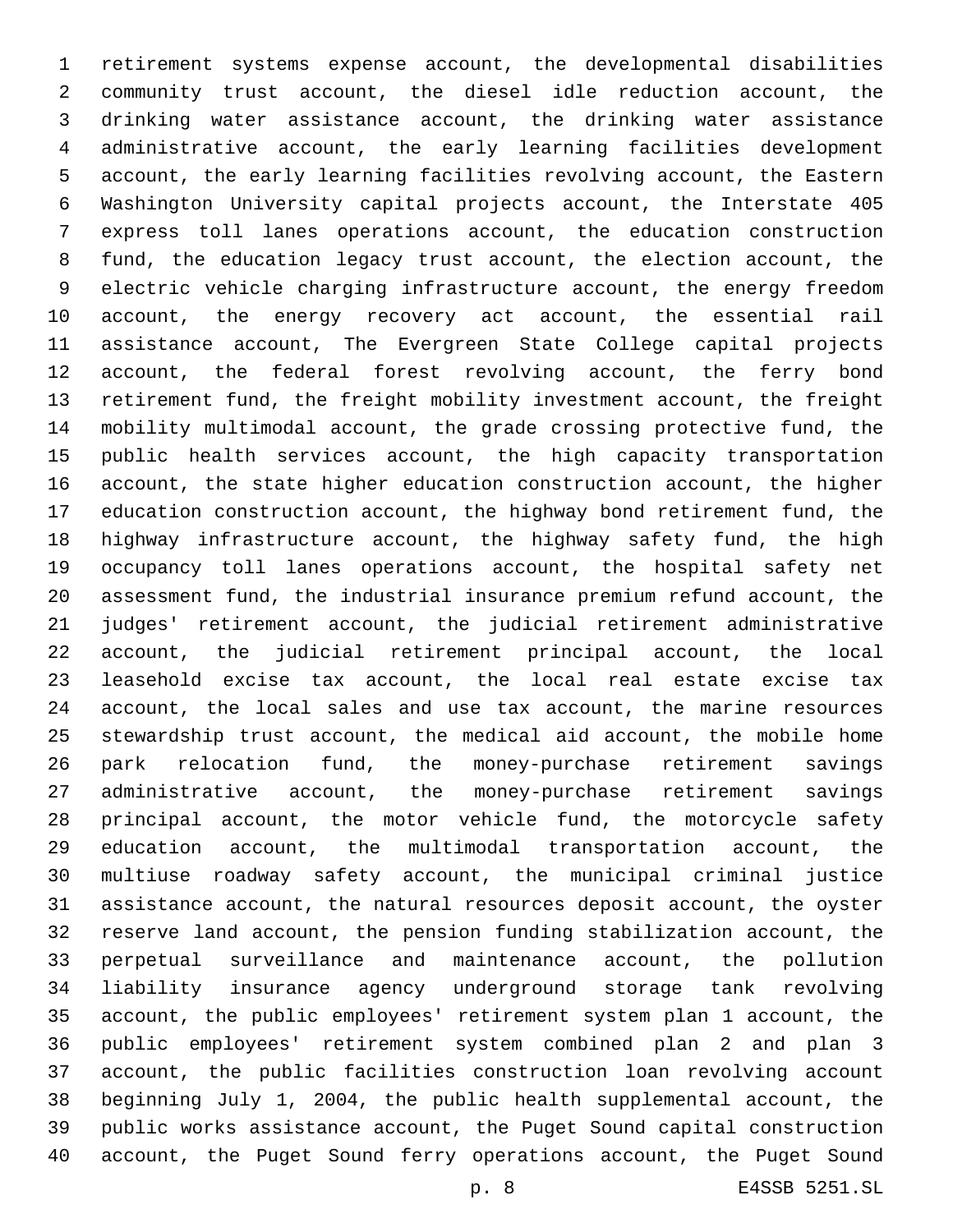retirement systems expense account, the developmental disabilities community trust account, the diesel idle reduction account, the drinking water assistance account, the drinking water assistance administrative account, the early learning facilities development account, the early learning facilities revolving account, the Eastern Washington University capital projects account, the Interstate 405 express toll lanes operations account, the education construction fund, the education legacy trust account, the election account, the electric vehicle charging infrastructure account, the energy freedom account, the energy recovery act account, the essential rail assistance account, The Evergreen State College capital projects account, the federal forest revolving account, the ferry bond retirement fund, the freight mobility investment account, the freight mobility multimodal account, the grade crossing protective fund, the public health services account, the high capacity transportation account, the state higher education construction account, the higher education construction account, the highway bond retirement fund, the highway infrastructure account, the highway safety fund, the high occupancy toll lanes operations account, the hospital safety net assessment fund, the industrial insurance premium refund account, the judges' retirement account, the judicial retirement administrative account, the judicial retirement principal account, the local leasehold excise tax account, the local real estate excise tax account, the local sales and use tax account, the marine resources stewardship trust account, the medical aid account, the mobile home park relocation fund, the money-purchase retirement savings administrative account, the money-purchase retirement savings principal account, the motor vehicle fund, the motorcycle safety education account, the multimodal transportation account, the multiuse roadway safety account, the municipal criminal justice assistance account, the natural resources deposit account, the oyster reserve land account, the pension funding stabilization account, the perpetual surveillance and maintenance account, the pollution liability insurance agency underground storage tank revolving account, the public employees' retirement system plan 1 account, the public employees' retirement system combined plan 2 and plan 3 account, the public facilities construction loan revolving account beginning July 1, 2004, the public health supplemental account, the public works assistance account, the Puget Sound capital construction account, the Puget Sound ferry operations account, the Puget Sound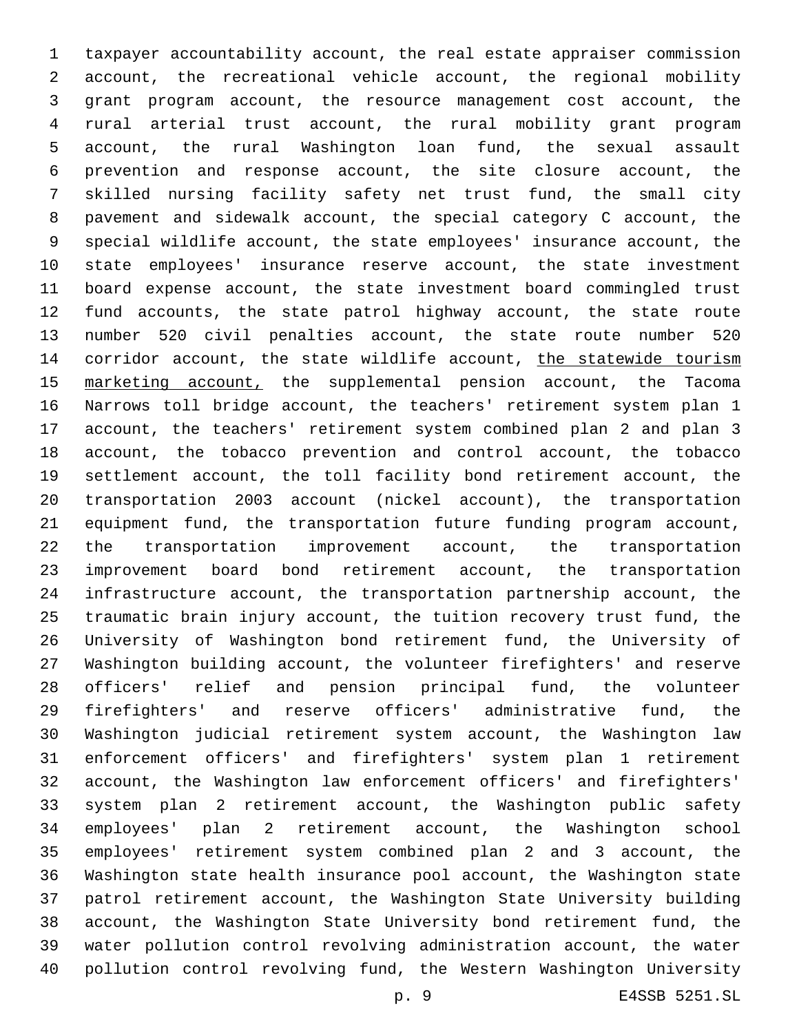taxpayer accountability account, the real estate appraiser commission account, the recreational vehicle account, the regional mobility grant program account, the resource management cost account, the rural arterial trust account, the rural mobility grant program account, the rural Washington loan fund, the sexual assault prevention and response account, the site closure account, the skilled nursing facility safety net trust fund, the small city pavement and sidewalk account, the special category C account, the special wildlife account, the state employees' insurance account, the state employees' insurance reserve account, the state investment board expense account, the state investment board commingled trust fund accounts, the state patrol highway account, the state route number 520 civil penalties account, the state route number 520 corridor account, the state wildlife account, <u>the statewide tourism marketing account,</u> the supplemental pension account, the Tacoma Narrows toll bridge account, the teachers' retirement system plan 1 account, the teachers' retirement system combined plan 2 and plan 3 account, the tobacco prevention and control account, the tobacco settlement account, the toll facility bond retirement account, the transportation 2003 account (nickel account), the transportation equipment fund, the transportation future funding program account, the transportation improvement account, the transportation improvement board bond retirement account, the transportation infrastructure account, the transportation partnership account, the traumatic brain injury account, the tuition recovery trust fund, the University of Washington bond retirement fund, the University of Washington building account, the volunteer firefighters' and reserve officers' relief and pension principal fund, the volunteer firefighters' and reserve officers' administrative fund, the Washington judicial retirement system account, the Washington law enforcement officers' and firefighters' system plan 1 retirement account, the Washington law enforcement officers' and firefighters' system plan 2 retirement account, the Washington public safety employees' plan 2 retirement account, the Washington school employees' retirement system combined plan 2 and 3 account, the Washington state health insurance pool account, the Washington state patrol retirement account, the Washington State University building account, the Washington State University bond retirement fund, the water pollution control revolving administration account, the water pollution control revolving fund, the Western Washington University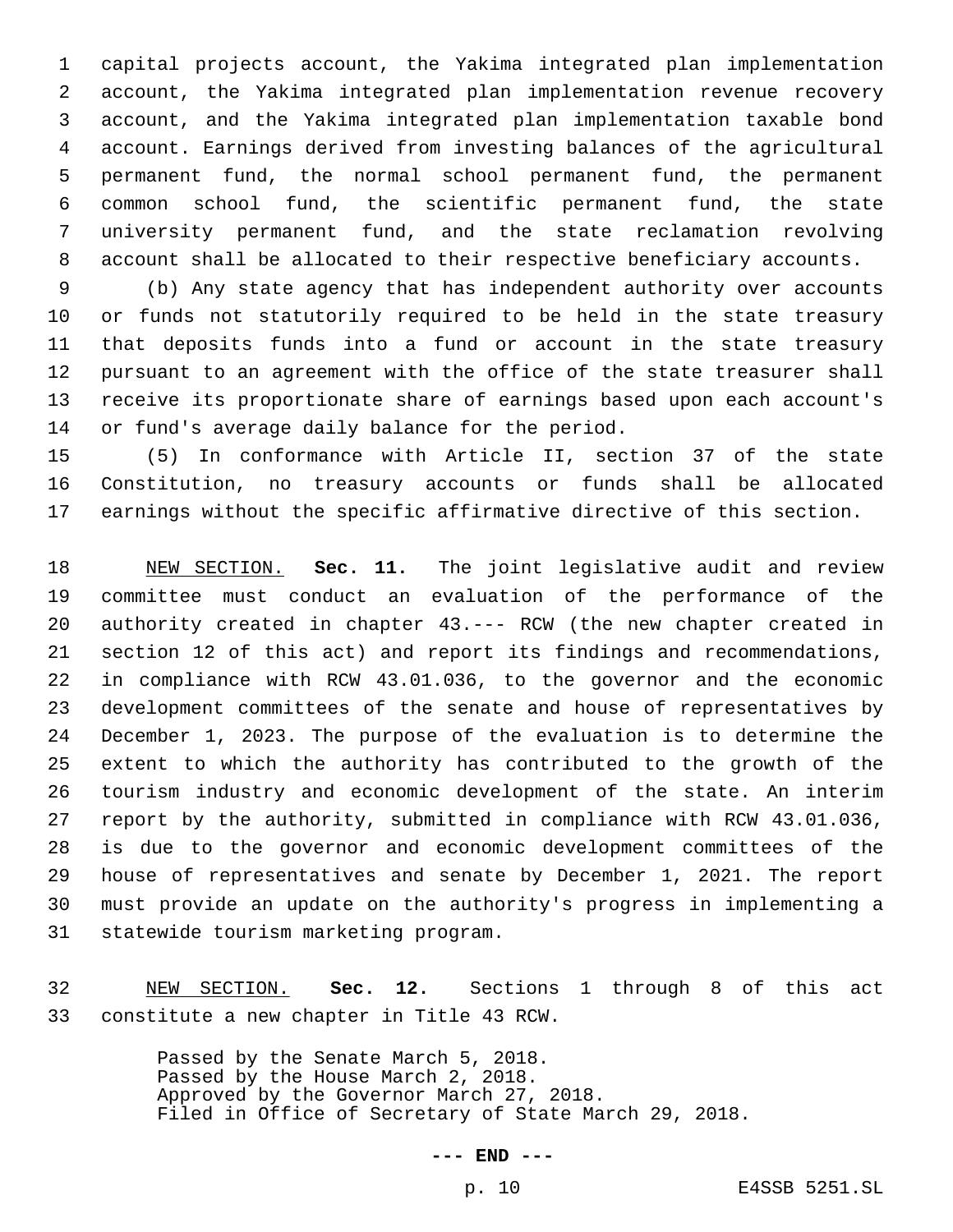capital projects account, the Yakima integrated plan implementation account, the Yakima integrated plan implementation revenue recovery account, and the Yakima integrated plan implementation taxable bond account. Earnings derived from investing balances of the agricultural permanent fund, the normal school permanent fund, the permanent common school fund, the scientific permanent fund, the state university permanent fund, and the state reclamation revolving account shall be allocated to their respective beneficiary accounts.

(b) Any state agency that has independent authority over accounts or funds not statutorily required to be held in the state treasury that deposits funds into a fund or account in the state treasury pursuant to an agreement with the office of the state treasurer shall receive its proportionate share of earnings based upon each account's or fund's average daily balance for the period.

(5) In conformance with Article II, section 37 of the state Constitution, no treasury accounts or funds shall be allocated earnings without the specific affirmative directive of this section.

NEW SECTION. **Sec. 11.** The joint legislative audit and review committee must conduct an evaluation of the performance of the authority created in chapter 43.--- RCW (the new chapter created in section 12 of this act) and report its findings and recommendations, in compliance with RCW 43.01.036, to the governor and the economic development committees of the senate and house of representatives by December 1, 2023. The purpose of the evaluation is to determine the extent to which the authority has contributed to the growth of the tourism industry and economic development of the state. An interim report by the authority, submitted in compliance with RCW 43.01.036, is due to the governor and economic development committees of the house of representatives and senate by December 1, 2021. The report must provide an update on the authority's progress in implementing a statewide tourism marketing program.

NEW SECTION. **Sec. 12.** Sections 1 through 8 of this act constitute a new chapter in Title 43 RCW.

Passed by the Senate March 5, 2018.
Passed by the House March 2, 2018.
Approved by the Governor March 27, 2018.
Filed in Office of Secretary of State March 29, 2018.

**--- END ---**